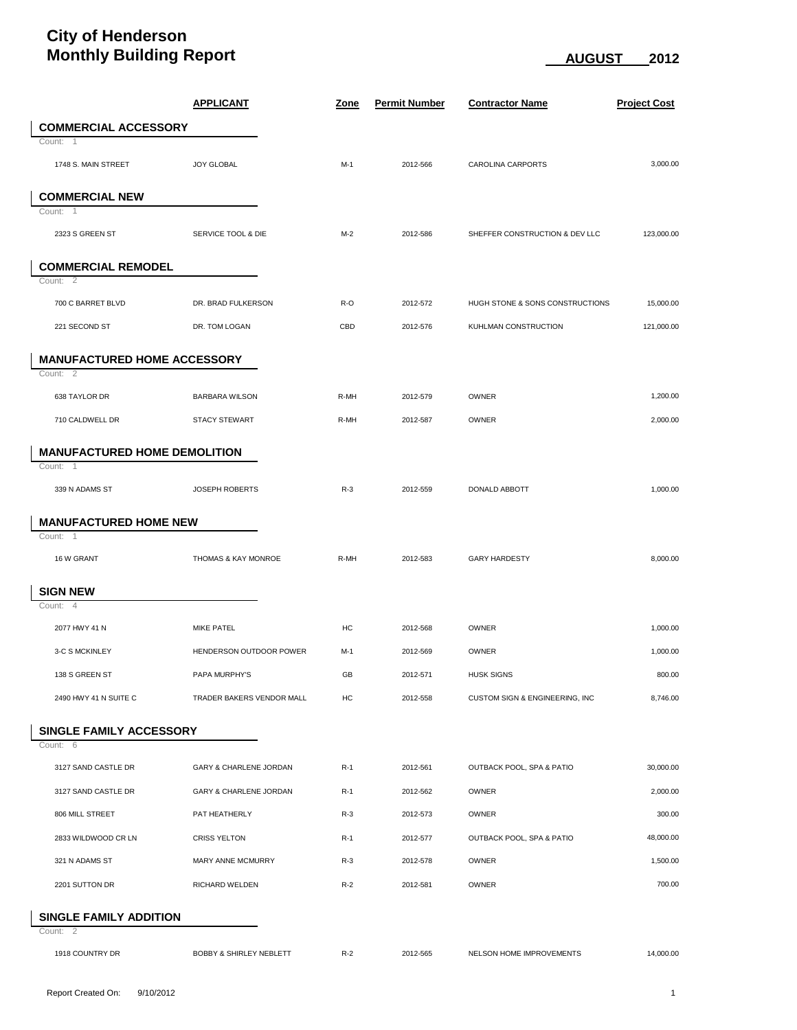# City of Henderson
# Monthly Building Report

**AUGUST 2012**

| | APPLICANT | Zone | Permit Number | Contractor Name | Project Cost |
|---|---|---|---|---|---|
| **COMMERCIAL ACCESSORY** | | | | | |
| Count: 1 | | | | | |
| 1748 S. MAIN STREET | JOY GLOBAL | M-1 | 2012-566 | CAROLINA CARPORTS | 3,000.00 |
| **COMMERCIAL NEW** | | | | | |
| Count: 1 | | | | | |
| 2323 S GREEN ST | SERVICE TOOL & DIE | M-2 | 2012-586 | SHEFFER CONSTRUCTION & DEV LLC | 123,000.00 |
| **COMMERCIAL REMODEL** | | | | | |
| Count: 2 | | | | | |
| 700 C BARRET BLVD | DR. BRAD FULKERSON | R-O | 2012-572 | HUGH STONE & SONS CONSTRUCTIONS | 15,000.00 |
| 221 SECOND ST | DR. TOM LOGAN | CBD | 2012-576 | KUHLMAN CONSTRUCTION | 121,000.00 |
| **MANUFACTURED HOME ACCESSORY** | | | | | |
| Count: 2 | | | | | |
| 638 TAYLOR DR | BARBARA WILSON | R-MH | 2012-579 | OWNER | 1,200.00 |
| 710 CALDWELL DR | STACY STEWART | R-MH | 2012-587 | OWNER | 2,000.00 |
| **MANUFACTURED HOME DEMOLITION** | | | | | |
| Count: 1 | | | | | |
| 339 N ADAMS ST | JOSEPH ROBERTS | R-3 | 2012-559 | DONALD ABBOTT | 1,000.00 |
| **MANUFACTURED HOME NEW** | | | | | |
| Count: 1 | | | | | |
| 16 W GRANT | THOMAS & KAY MONROE | R-MH | 2012-583 | GARY HARDESTY | 8,000.00 |
| **SIGN NEW** | | | | | |
| Count: 4 | | | | | |
| 2077 HWY 41 N | MIKE PATEL | HC | 2012-568 | OWNER | 1,000.00 |
| 3-C S MCKINLEY | HENDERSON OUTDOOR POWER | M-1 | 2012-569 | OWNER | 1,000.00 |
| 138 S GREEN ST | PAPA MURPHY'S | GB | 2012-571 | HUSK SIGNS | 800.00 |
| 2490 HWY 41 N SUITE C | TRADER BAKERS VENDOR MALL | HC | 2012-558 | CUSTOM SIGN & ENGINEERING, INC | 8,746.00 |
| **SINGLE FAMILY ACCESSORY** | | | | | |
| Count: 6 | | | | | |
| 3127 SAND CASTLE DR | GARY & CHARLENE JORDAN | R-1 | 2012-561 | OUTBACK POOL, SPA & PATIO | 30,000.00 |
| 3127 SAND CASTLE DR | GARY & CHARLENE JORDAN | R-1 | 2012-562 | OWNER | 2,000.00 |
| 806 MILL STREET | PAT HEATHERLY | R-3 | 2012-573 | OWNER | 300.00 |
| 2833 WILDWOOD CR LN | CRISS YELTON | R-1 | 2012-577 | OUTBACK POOL, SPA & PATIO | 48,000.00 |
| 321 N ADAMS ST | MARY ANNE MCMURRY | R-3 | 2012-578 | OWNER | 1,500.00 |
| 2201 SUTTON DR | RICHARD WELDEN | R-2 | 2012-581 | OWNER | 700.00 |
| **SINGLE FAMILY ADDITION** | | | | | |
| Count: 2 | | | | | |
| 1918 COUNTRY DR | BOBBY & SHIRLEY NEBLETT | R-2 | 2012-565 | NELSON HOME IMPROVEMENTS | 14,000.00 |

Report Created On: 9/10/2012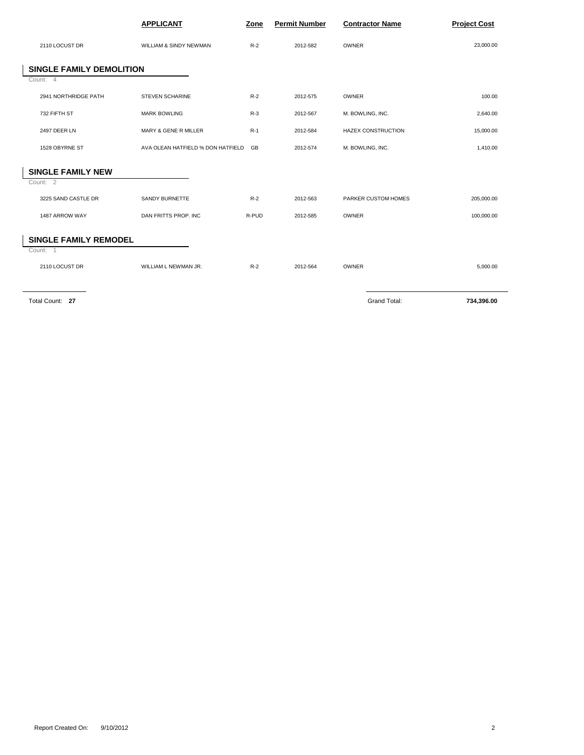| | APPLICANT | Zone | Permit Number | Contractor Name | Project Cost |
|---|---|---|---|---|---|
| 2110 LOCUST DR | WILLIAM & SINDY NEWMAN | R-2 | 2012-582 | OWNER | 23,000.00 |

## SINGLE FAMILY DEMOLITION

Count: 4

| | | | | | |
|---|---|---|---|---|---|
| 2941 NORTHRIDGE PATH | STEVEN SCHARINE | R-2 | 2012-575 | OWNER | 100.00 |
| 732 FIFTH ST | MARK BOWLING | R-3 | 2012-567 | M. BOWLING, INC. | 2,640.00 |
| 2497 DEER LN | MARY & GENE R MILLER | R-1 | 2012-584 | HAZEX CONSTRUCTION | 15,000.00 |
| 1528 OBYRNE ST | AVA OLEAN HATFIELD % DON HATFIELD | GB | 2012-574 | M. BOWLING, INC. | 1,410.00 |

## SINGLE FAMILY NEW

Count: 2

| | | | | | |
|---|---|---|---|---|---|
| 3225 SAND CASTLE DR | SANDY BURNETTE | R-2 | 2012-563 | PARKER CUSTOM HOMES | 205,000.00 |
| 1487 ARROW WAY | DAN FRITTS PROP. INC | R-PUD | 2012-585 | OWNER | 100,000.00 |

## SINGLE FAMILY REMODEL

Count: 1

| | | | | | |
|---|---|---|---|---|---|
| 2110 LOCUST DR | WILLIAM L NEWMAN JR. | R-2 | 2012-564 | OWNER | 5,000.00 |

Total Count: **27**

Grand Total: **734,396.00**

Report Created On: 9/10/2012